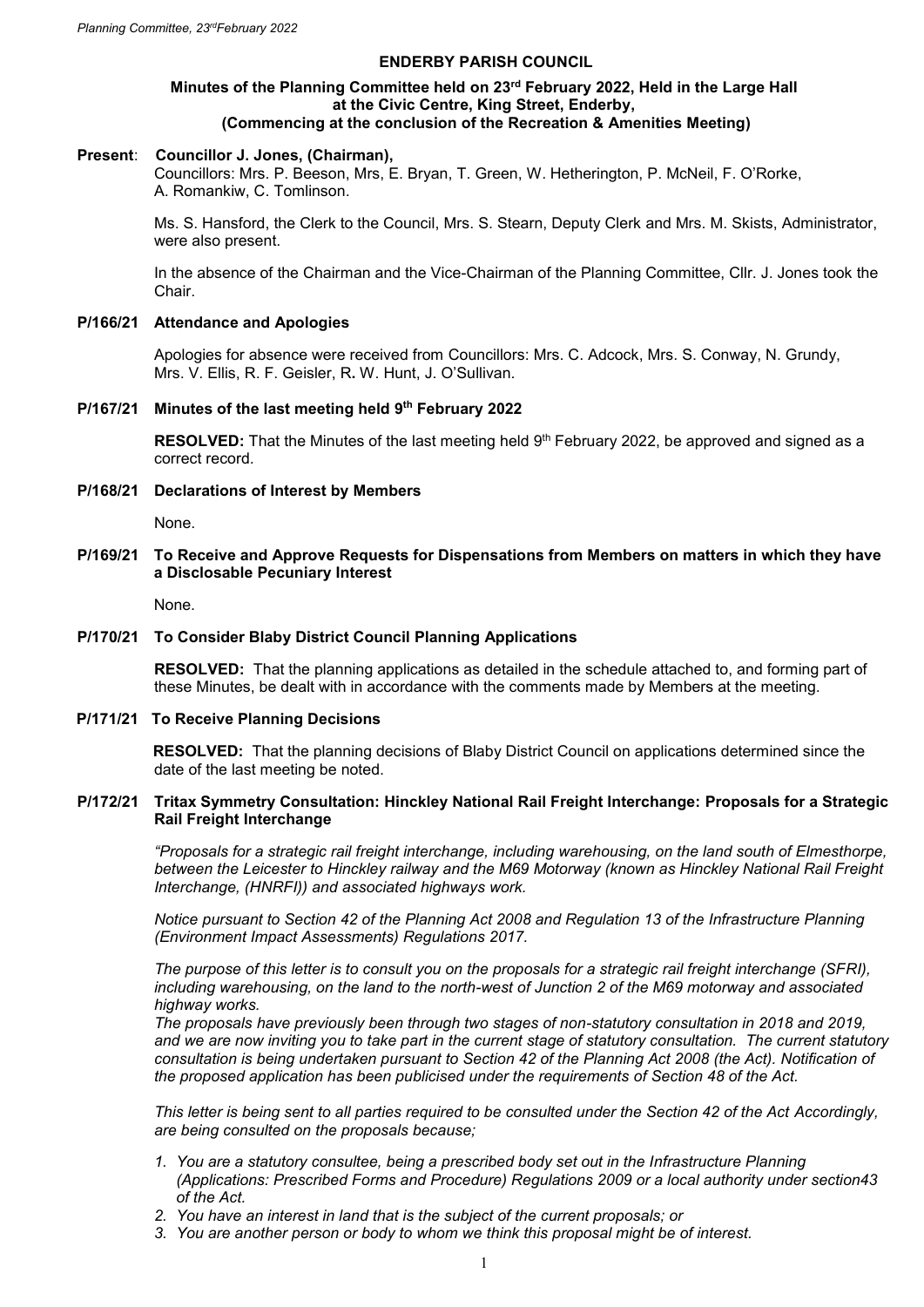**ENDERBY PARISH COUNCIL**

**Minutes of the Planning Committee held on 23rd February 2022, Held in the Large Hall at the Civic Centre, King Street, Enderby, (Commencing at the conclusion of the Recreation & Amenities Meeting)**

**Present**: **Councillor J. Jones, (Chairman),**
Councillors: Mrs. P. Beeson, Mrs, E. Bryan, T. Green, W. Hetherington, P. McNeil, F. O'Rorke, A. Romankiw, C. Tomlinson.

Ms. S. Hansford, the Clerk to the Council, Mrs. S. Stearn, Deputy Clerk and Mrs. M. Skists, Administrator, were also present.

In the absence of the Chairman and the Vice-Chairman of the Planning Committee, Cllr. J. Jones took the Chair.

**P/166/21 Attendance and Apologies**

Apologies for absence were received from Councillors: Mrs. C. Adcock, Mrs. S. Conway, N. Grundy, Mrs. V. Ellis, R. F. Geisler, R**.** W. Hunt, J. O'Sullivan.

**P/167/21 Minutes of the last meeting held 9th February 2022**

**RESOLVED:** That the Minutes of the last meeting held 9th February 2022, be approved and signed as a correct record.

**P/168/21 Declarations of Interest by Members**

None.

**P/169/21 To Receive and Approve Requests for Dispensations from Members on matters in which they have a Disclosable Pecuniary Interest**

None.

**P/170/21 To Consider Blaby District Council Planning Applications**

**RESOLVED:** That the planning applications as detailed in the schedule attached to, and forming part of these Minutes, be dealt with in accordance with the comments made by Members at the meeting.

**P/171/21 To Receive Planning Decisions**

**RESOLVED:** That the planning decisions of Blaby District Council on applications determined since the date of the last meeting be noted.

**P/172/21 Tritax Symmetry Consultation: Hinckley National Rail Freight Interchange: Proposals for a Strategic Rail Freight Interchange**

*"Proposals for a strategic rail freight interchange, including warehousing, on the land south of Elmesthorpe, between the Leicester to Hinckley railway and the M69 Motorway (known as Hinckley National Rail Freight Interchange, (HNRFI)) and associated highways work.*

*Notice pursuant to Section 42 of the Planning Act 2008 and Regulation 13 of the Infrastructure Planning (Environment Impact Assessments) Regulations 2017.*

*The purpose of this letter is to consult you on the proposals for a strategic rail freight interchange (SFRI), including warehousing, on the land to the north-west of Junction 2 of the M69 motorway and associated highway works.*
*The proposals have previously been through two stages of non-statutory consultation in 2018 and 2019, and we are now inviting you to take part in the current stage of statutory consultation. The current statutory consultation is being undertaken pursuant to Section 42 of the Planning Act 2008 (the Act). Notification of the proposed application has been publicised under the requirements of Section 48 of the Act.*

*This letter is being sent to all parties required to be consulted under the Section 42 of the Act Accordingly, are being consulted on the proposals because;*

1. *You are a statutory consultee, being a prescribed body set out in the Infrastructure Planning (Applications: Prescribed Forms and Procedure) Regulations 2009 or a local authority under section43 of the Act.*
2. *You have an interest in land that is the subject of the current proposals; or*
3. *You are another person or body to whom we think this proposal might be of interest.*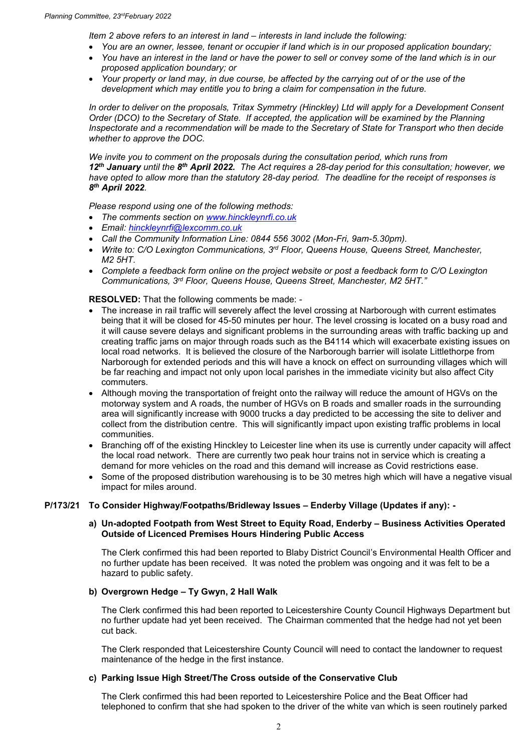*Item 2 above refers to an interest in land – interests in land include the following:*

- *You are an owner, lessee, tenant or occupier if land which is in our proposed application boundary;*
- *You have an interest in the land or have the power to sell or convey some of the land which is in our proposed application boundary; or*
- *Your property or land may, in due course, be affected by the carrying out of or the use of the development which may entitle you to bring a claim for compensation in the future.*

*In order to deliver on the proposals, Tritax Symmetry (Hinckley) Ltd will apply for a Development Consent Order (DCO) to the Secretary of State. If accepted, the application will be examined by the Planning Inspectorate and a recommendation will be made to the Secretary of State for Transport who then decide whether to approve the DOC.*

*We invite you to comment on the proposals during the consultation period, which runs from **12th January** until the **8th April 2022.** The Act requires a 28-day period for this consultation; however, we have opted to allow more than the statutory 28-day period. The deadline for the receipt of responses is **8th April 2022**.*

*Please respond using one of the following methods:*

- *The comments section on www.hinckleynrfi.co.uk*
- *Email: hinckleynrfi@lexcomm.co.uk*
- *Call the Community Information Line: 0844 556 3002 (Mon-Fri, 9am-5.30pm).*
- *Write to: C/O Lexington Communications, 3rd Floor, Queens House, Queens Street, Manchester, M2 5HT.*
- *Complete a feedback form online on the project website or post a feedback form to C/O Lexington Communications, 3rd Floor, Queens House, Queens Street, Manchester, M2 5HT."*

**RESOLVED:** That the following comments be made: -

- The increase in rail traffic will severely affect the level crossing at Narborough with current estimates being that it will be closed for 45-50 minutes per hour. The level crossing is located on a busy road and it will cause severe delays and significant problems in the surrounding areas with traffic backing up and creating traffic jams on major through roads such as the B4114 which will exacerbate existing issues on local road networks. It is believed the closure of the Narborough barrier will isolate Littlethorpe from Narborough for extended periods and this will have a knock on effect on surrounding villages which will be far reaching and impact not only upon local parishes in the immediate vicinity but also affect City commuters.
- Although moving the transportation of freight onto the railway will reduce the amount of HGVs on the motorway system and A roads, the number of HGVs on B roads and smaller roads in the surrounding area will significantly increase with 9000 trucks a day predicted to be accessing the site to deliver and collect from the distribution centre. This will significantly impact upon existing traffic problems in local communities.
- Branching off of the existing Hinckley to Leicester line when its use is currently under capacity will affect the local road network. There are currently two peak hour trains not in service which is creating a demand for more vehicles on the road and this demand will increase as Covid restrictions ease.
- Some of the proposed distribution warehousing is to be 30 metres high which will have a negative visual impact for miles around.

**P/173/21 To Consider Highway/Footpaths/Bridleway Issues – Enderby Village (Updates if any): -**

**a) Un-adopted Footpath from West Street to Equity Road, Enderby – Business Activities Operated Outside of Licenced Premises Hours Hindering Public Access**

The Clerk confirmed this had been reported to Blaby District Council's Environmental Health Officer and no further update has been received. It was noted the problem was ongoing and it was felt to be a hazard to public safety.

**b) Overgrown Hedge – Ty Gwyn, 2 Hall Walk**

The Clerk confirmed this had been reported to Leicestershire County Council Highways Department but no further update had yet been received. The Chairman commented that the hedge had not yet been cut back.

The Clerk responded that Leicestershire County Council will need to contact the landowner to request maintenance of the hedge in the first instance.

**c) Parking Issue High Street/The Cross outside of the Conservative Club**

The Clerk confirmed this had been reported to Leicestershire Police and the Beat Officer had telephoned to confirm that she had spoken to the driver of the white van which is seen routinely parked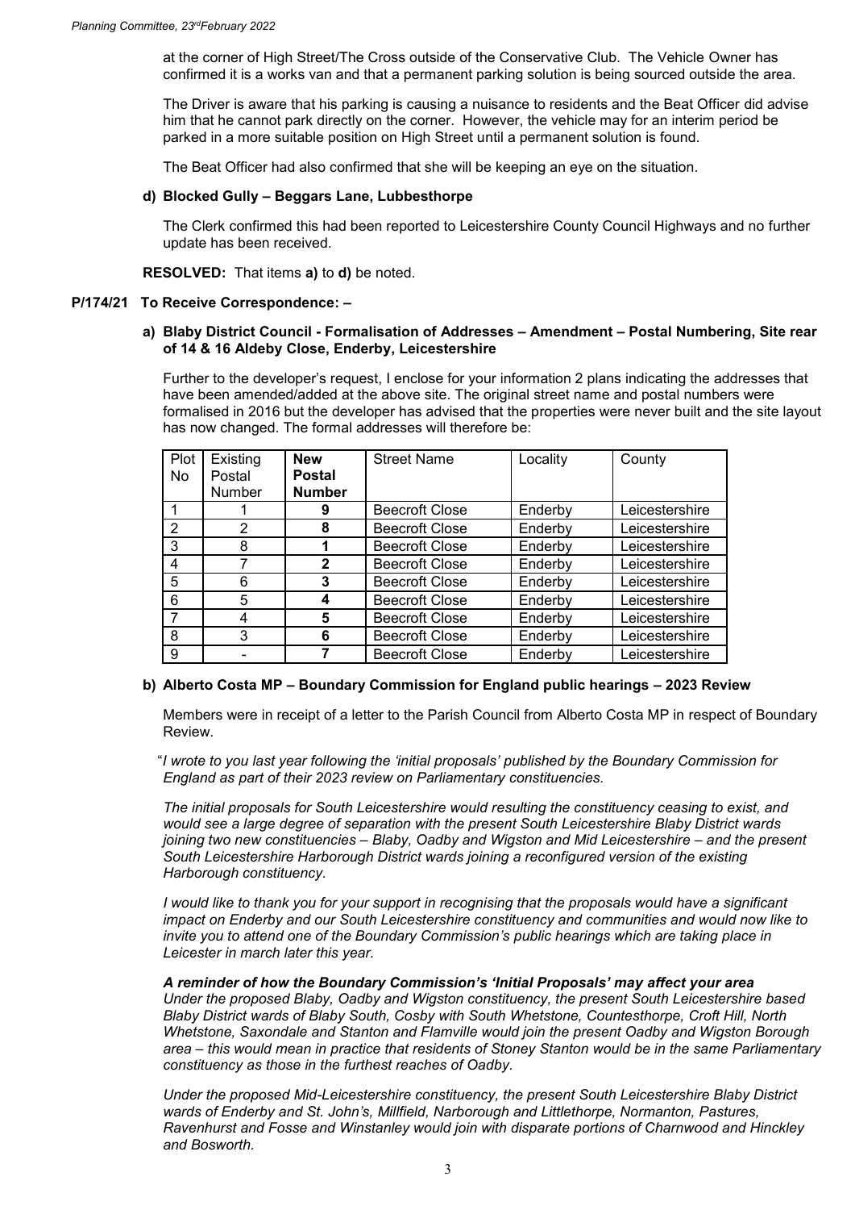at the corner of High Street/The Cross outside of the Conservative Club. The Vehicle Owner has confirmed it is a works van and that a permanent parking solution is being sourced outside the area.

The Driver is aware that his parking is causing a nuisance to residents and the Beat Officer did advise him that he cannot park directly on the corner. However, the vehicle may for an interim period be parked in a more suitable position on High Street until a permanent solution is found.

The Beat Officer had also confirmed that she will be keeping an eye on the situation.

**d) Blocked Gully – Beggars Lane, Lubbesthorpe**

The Clerk confirmed this had been reported to Leicestershire County Council Highways and no further update has been received.

**RESOLVED:** That items **a)** to **d)** be noted.

**P/174/21 To Receive Correspondence: –**

**a) Blaby District Council - Formalisation of Addresses – Amendment – Postal Numbering, Site rear of 14 & 16 Aldeby Close, Enderby, Leicestershire**

Further to the developer's request, I enclose for your information 2 plans indicating the addresses that have been amended/added at the above site. The original street name and postal numbers were formalised in 2016 but the developer has advised that the properties were never built and the site layout has now changed. The formal addresses will therefore be:

| Plot No | Existing Postal Number | **New Postal Number** | Street Name | Locality | County |
|---|---|---|---|---|---|
| 1 | 1 | **9** | Beecroft Close | Enderby | Leicestershire |
| 2 | 2 | **8** | Beecroft Close | Enderby | Leicestershire |
| 3 | 8 | **1** | Beecroft Close | Enderby | Leicestershire |
| 4 | 7 | **2** | Beecroft Close | Enderby | Leicestershire |
| 5 | 6 | **3** | Beecroft Close | Enderby | Leicestershire |
| 6 | 5 | **4** | Beecroft Close | Enderby | Leicestershire |
| 7 | 4 | **5** | Beecroft Close | Enderby | Leicestershire |
| 8 | 3 | **6** | Beecroft Close | Enderby | Leicestershire |
| 9 | - | **7** | Beecroft Close | Enderby | Leicestershire |

**b) Alberto Costa MP – Boundary Commission for England public hearings – 2023 Review**

Members were in receipt of a letter to the Parish Council from Alberto Costa MP in respect of Boundary Review.

"*I wrote to you last year following the 'initial proposals' published by the Boundary Commission for England as part of their 2023 review on Parliamentary constituencies.*

*The initial proposals for South Leicestershire would resulting the constituency ceasing to exist, and would see a large degree of separation with the present South Leicestershire Blaby District wards joining two new constituencies – Blaby, Oadby and Wigston and Mid Leicestershire – and the present South Leicestershire Harborough District wards joining a reconfigured version of the existing Harborough constituency.*

*I would like to thank you for your support in recognising that the proposals would have a significant impact on Enderby and our South Leicestershire constituency and communities and would now like to invite you to attend one of the Boundary Commission's public hearings which are taking place in Leicester in march later this year.*

***A reminder of how the Boundary Commission's 'Initial Proposals' may affect your area***
*Under the proposed Blaby, Oadby and Wigston constituency, the present South Leicestershire based Blaby District wards of Blaby South, Cosby with South Whetstone, Countesthorpe, Croft Hill, North Whetstone, Saxondale and Stanton and Flamville would join the present Oadby and Wigston Borough area – this would mean in practice that residents of Stoney Stanton would be in the same Parliamentary constituency as those in the furthest reaches of Oadby.*

*Under the proposed Mid-Leicestershire constituency, the present South Leicestershire Blaby District wards of Enderby and St. John's, Millfield, Narborough and Littlethorpe, Normanton, Pastures, Ravenhurst and Fosse and Winstanley would join with disparate portions of Charnwood and Hinckley and Bosworth.*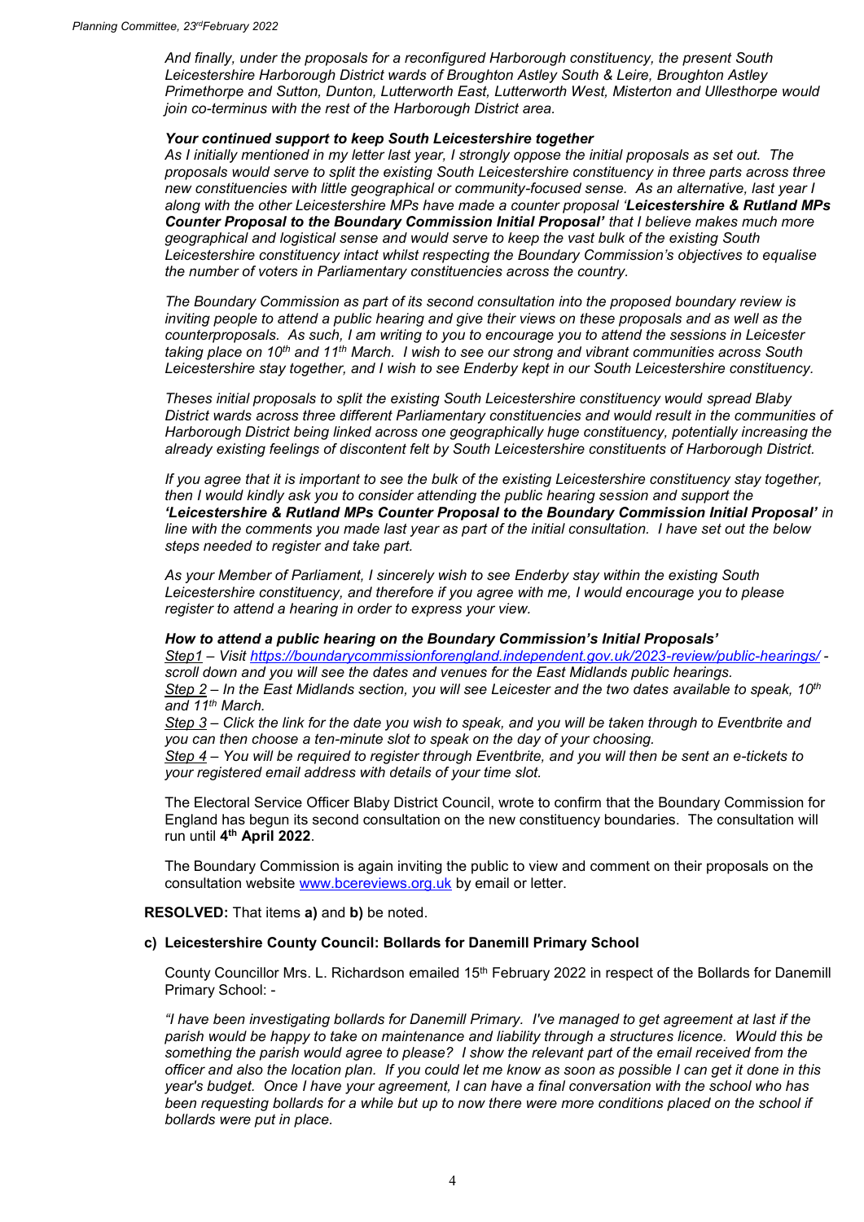*And finally, under the proposals for a reconfigured Harborough constituency, the present South Leicestershire Harborough District wards of Broughton Astley South & Leire, Broughton Astley Primethorpe and Sutton, Dunton, Lutterworth East, Lutterworth West, Misterton and Ullesthorpe would join co-terminus with the rest of the Harborough District area.*

***Your continued support to keep South Leicestershire together***

*As I initially mentioned in my letter last year, I strongly oppose the initial proposals as set out. The proposals would serve to split the existing South Leicestershire constituency in three parts across three new constituencies with little geographical or community-focused sense. As an alternative, last year I along with the other Leicestershire MPs have made a counter proposal '**Leicestershire & Rutland MPs Counter Proposal to the Boundary Commission Initial Proposal'** that I believe makes much more geographical and logistical sense and would serve to keep the vast bulk of the existing South Leicestershire constituency intact whilst respecting the Boundary Commission's objectives to equalise the number of voters in Parliamentary constituencies across the country.*

*The Boundary Commission as part of its second consultation into the proposed boundary review is inviting people to attend a public hearing and give their views on these proposals and as well as the counterproposals. As such, I am writing to you to encourage you to attend the sessions in Leicester taking place on 10th and 11th March. I wish to see our strong and vibrant communities across South Leicestershire stay together, and I wish to see Enderby kept in our South Leicestershire constituency.*

*Theses initial proposals to split the existing South Leicestershire constituency would spread Blaby District wards across three different Parliamentary constituencies and would result in the communities of Harborough District being linked across one geographically huge constituency, potentially increasing the already existing feelings of discontent felt by South Leicestershire constituents of Harborough District.*

*If you agree that it is important to see the bulk of the existing Leicestershire constituency stay together, then I would kindly ask you to consider attending the public hearing session and support the **'Leicestershire & Rutland MPs Counter Proposal to the Boundary Commission Initial Proposal'** in line with the comments you made last year as part of the initial consultation. I have set out the below steps needed to register and take part.*

*As your Member of Parliament, I sincerely wish to see Enderby stay within the existing South Leicestershire constituency, and therefore if you agree with me, I would encourage you to please register to attend a hearing in order to express your view.*

***How to attend a public hearing on the Boundary Commission's Initial Proposals'***

*Step1 – Visit https://boundarycommissionforengland.independent.gov.uk/2023-review/public-hearings/ - scroll down and you will see the dates and venues for the East Midlands public hearings.*
*Step 2 – In the East Midlands section, you will see Leicester and the two dates available to speak, 10th and 11th March.*
*Step 3 – Click the link for the date you wish to speak, and you will be taken through to Eventbrite and you can then choose a ten-minute slot to speak on the day of your choosing.*
*Step 4 – You will be required to register through Eventbrite, and you will then be sent an e-tickets to your registered email address with details of your time slot.*

The Electoral Service Officer Blaby District Council, wrote to confirm that the Boundary Commission for England has begun its second consultation on the new constituency boundaries. The consultation will run until **4th April 2022**.

The Boundary Commission is again inviting the public to view and comment on their proposals on the consultation website www.bcereviews.org.uk by email or letter.

**RESOLVED:** That items **a)** and **b)** be noted.

**c) Leicestershire County Council: Bollards for Danemill Primary School**

County Councillor Mrs. L. Richardson emailed 15th February 2022 in respect of the Bollards for Danemill Primary School: -

*"I have been investigating bollards for Danemill Primary. I've managed to get agreement at last if the parish would be happy to take on maintenance and liability through a structures licence. Would this be something the parish would agree to please? I show the relevant part of the email received from the officer and also the location plan. If you could let me know as soon as possible I can get it done in this year's budget. Once I have your agreement, I can have a final conversation with the school who has been requesting bollards for a while but up to now there were more conditions placed on the school if bollards were put in place.*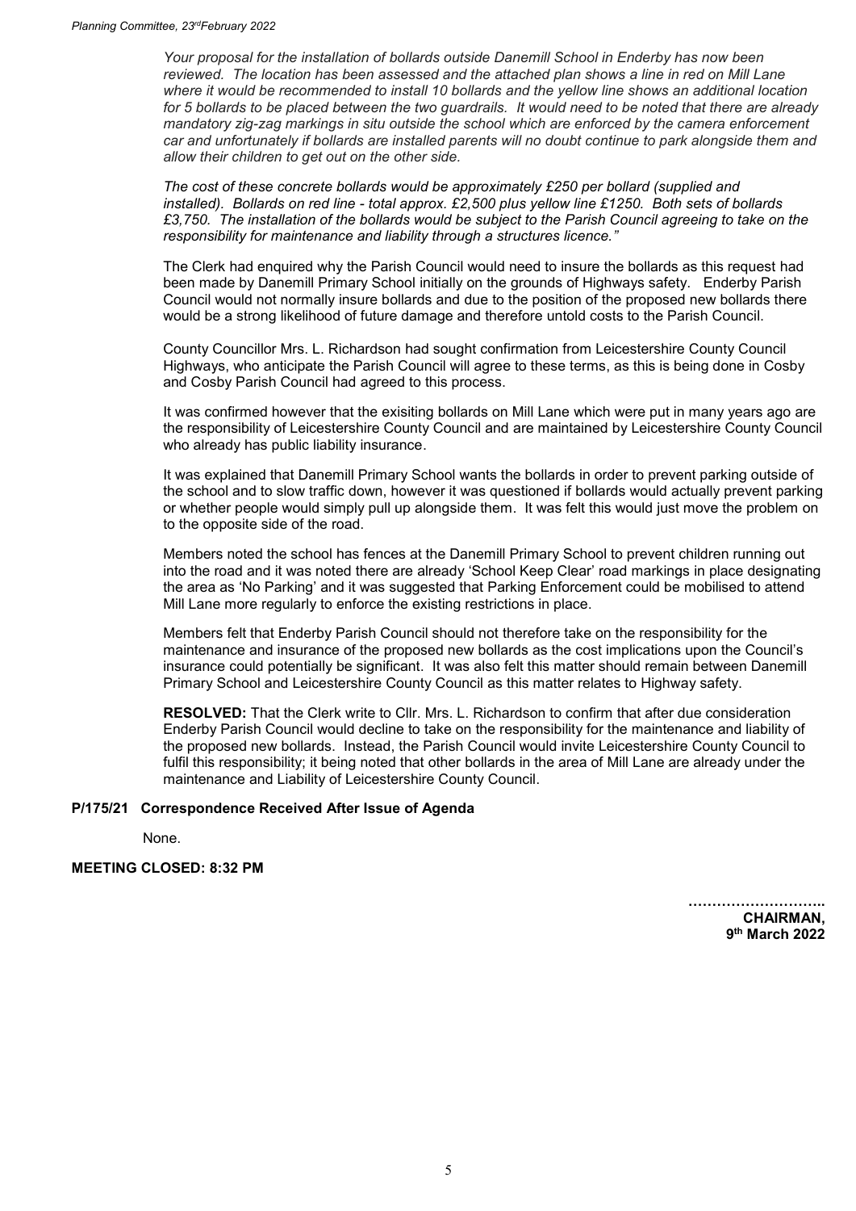*Your proposal for the installation of bollards outside Danemill School in Enderby has now been reviewed. The location has been assessed and the attached plan shows a line in red on Mill Lane where it would be recommended to install 10 bollards and the yellow line shows an additional location for 5 bollards to be placed between the two guardrails. It would need to be noted that there are already mandatory zig-zag markings in situ outside the school which are enforced by the camera enforcement car and unfortunately if bollards are installed parents will no doubt continue to park alongside them and allow their children to get out on the other side.*

*The cost of these concrete bollards would be approximately £250 per bollard (supplied and installed). Bollards on red line - total approx. £2,500 plus yellow line £1250. Both sets of bollards £3,750. The installation of the bollards would be subject to the Parish Council agreeing to take on the responsibility for maintenance and liability through a structures licence."*

The Clerk had enquired why the Parish Council would need to insure the bollards as this request had been made by Danemill Primary School initially on the grounds of Highways safety. Enderby Parish Council would not normally insure bollards and due to the position of the proposed new bollards there would be a strong likelihood of future damage and therefore untold costs to the Parish Council.

County Councillor Mrs. L. Richardson had sought confirmation from Leicestershire County Council Highways, who anticipate the Parish Council will agree to these terms, as this is being done in Cosby and Cosby Parish Council had agreed to this process.

It was confirmed however that the exisiting bollards on Mill Lane which were put in many years ago are the responsibility of Leicestershire County Council and are maintained by Leicestershire County Council who already has public liability insurance.

It was explained that Danemill Primary School wants the bollards in order to prevent parking outside of the school and to slow traffic down, however it was questioned if bollards would actually prevent parking or whether people would simply pull up alongside them. It was felt this would just move the problem on to the opposite side of the road.

Members noted the school has fences at the Danemill Primary School to prevent children running out into the road and it was noted there are already 'School Keep Clear' road markings in place designating the area as 'No Parking' and it was suggested that Parking Enforcement could be mobilised to attend Mill Lane more regularly to enforce the existing restrictions in place.

Members felt that Enderby Parish Council should not therefore take on the responsibility for the maintenance and insurance of the proposed new bollards as the cost implications upon the Council's insurance could potentially be significant. It was also felt this matter should remain between Danemill Primary School and Leicestershire County Council as this matter relates to Highway safety.

**RESOLVED:** That the Clerk write to Cllr. Mrs. L. Richardson to confirm that after due consideration Enderby Parish Council would decline to take on the responsibility for the maintenance and liability of the proposed new bollards. Instead, the Parish Council would invite Leicestershire County Council to fulfil this responsibility; it being noted that other bollards in the area of Mill Lane are already under the maintenance and Liability of Leicestershire County Council.

### P/175/21 Correspondence Received After Issue of Agenda

None.

**MEETING CLOSED: 8:32 PM**

**………………………..**
**CHAIRMAN,**
**9th March 2022**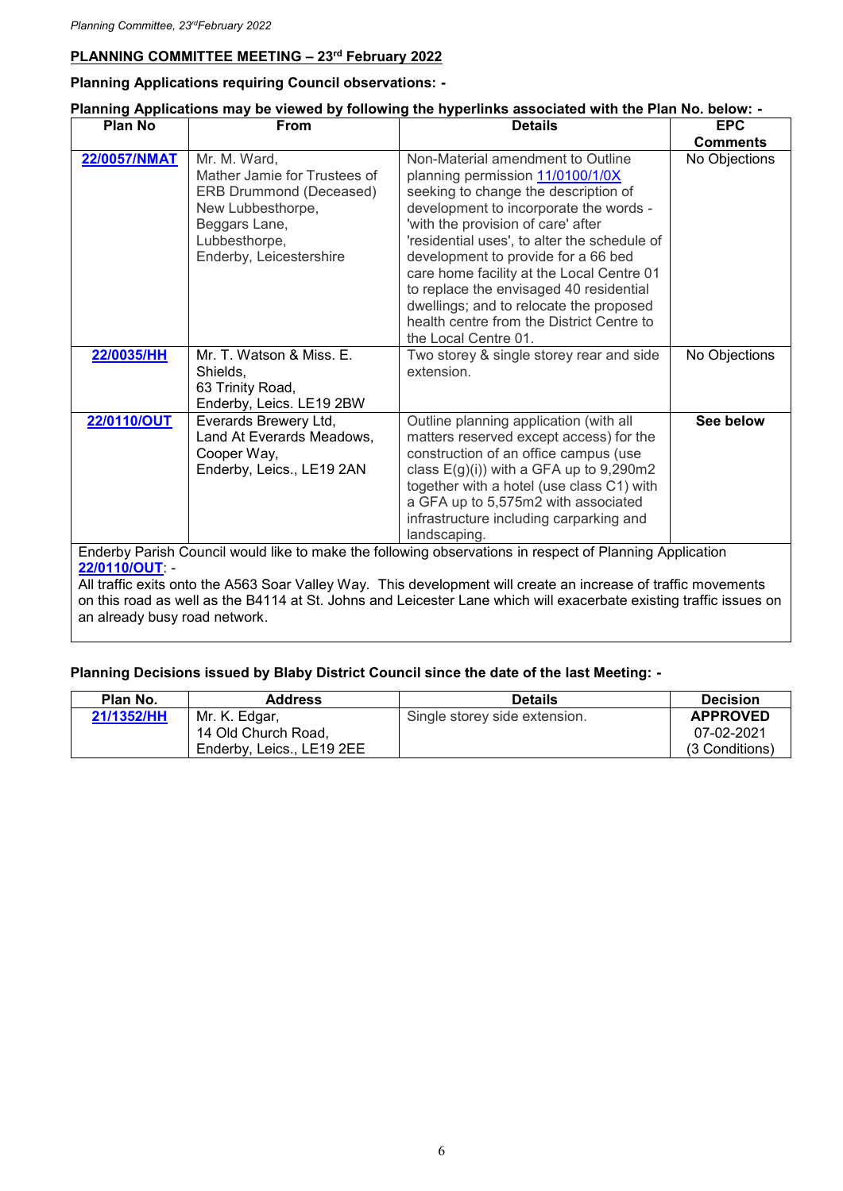## PLANNING COMMITTEE MEETING – 23rd February 2022

**Planning Applications requiring Council observations: -**

**Planning Applications may be viewed by following the hyperlinks associated with the Plan No. below: -**

| Plan No | From | Details | EPC Comments |
|---|---|---|---|
| **22/0057/NMAT** | Mr. M. Ward, Mather Jamie for Trustees of ERB Drummond (Deceased) New Lubbesthorpe, Beggars Lane, Lubbesthorpe, Enderby, Leicestershire | Non-Material amendment to Outline planning permission 11/0100/1/0X seeking to change the description of development to incorporate the words - 'with the provision of care' after 'residential uses', to alter the schedule of development to provide for a 66 bed care home facility at the Local Centre 01 to replace the envisaged 40 residential dwellings; and to relocate the proposed health centre from the District Centre to the Local Centre 01. | No Objections |
| **22/0035/HH** | Mr. T. Watson & Miss. E. Shields, 63 Trinity Road, Enderby, Leics. LE19 2BW | Two storey & single storey rear and side extension. | No Objections |
| **22/0110/OUT** | Everards Brewery Ltd, Land At Everards Meadows, Cooper Way, Enderby, Leics., LE19 2AN | Outline planning application (with all matters reserved except access) for the construction of an office campus (use class E(g)(i)) with a GFA up to 9,290m2 together with a hotel (use class C1) with a GFA up to 5,575m2 with associated infrastructure including carparking and landscaping. | **See below** |

Enderby Parish Council would like to make the following observations in respect of Planning Application **22/0110/OUT**: -

All traffic exits onto the A563 Soar Valley Way. This development will create an increase of traffic movements on this road as well as the B4114 at St. Johns and Leicester Lane which will exacerbate existing traffic issues on an already busy road network.

**Planning Decisions issued by Blaby District Council since the date of the last Meeting: -**

| Plan No. | Address | Details | Decision |
|---|---|---|---|
| **21/1352/HH** | Mr. K. Edgar, 14 Old Church Road, Enderby, Leics., LE19 2EE | Single storey side extension. | **APPROVED** 07-02-2021 (3 Conditions) |